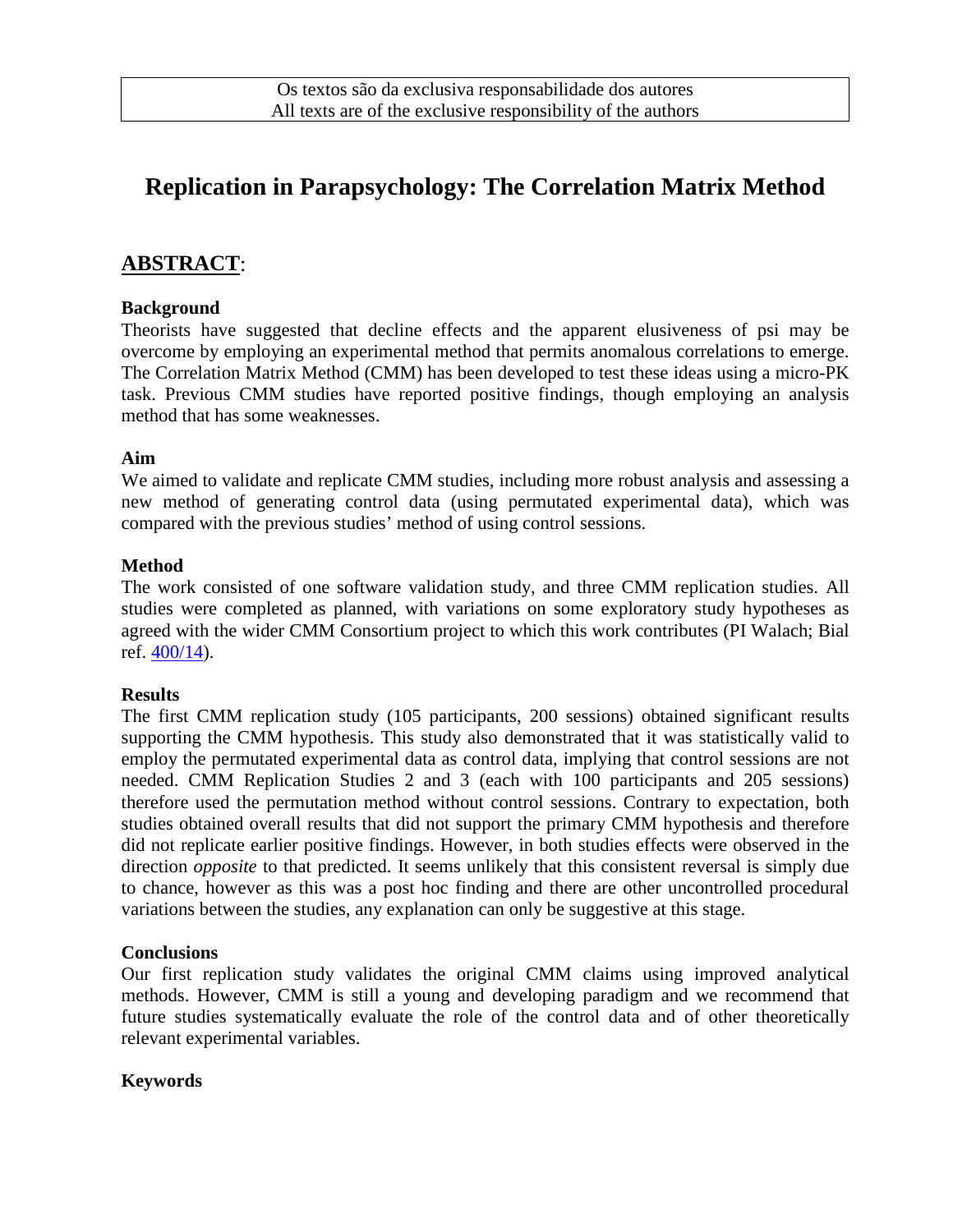Os textos são da exclusiva responsabilidade dos autores
All texts are of the exclusive responsibility of the authors

# Replication in Parapsychology: The Correlation Matrix Method

## ABSTRACT:

**Background**

Theorists have suggested that decline effects and the apparent elusiveness of psi may be overcome by employing an experimental method that permits anomalous correlations to emerge. The Correlation Matrix Method (CMM) has been developed to test these ideas using a micro-PK task. Previous CMM studies have reported positive findings, though employing an analysis method that has some weaknesses.

**Aim**

We aimed to validate and replicate CMM studies, including more robust analysis and assessing a new method of generating control data (using permutated experimental data), which was compared with the previous studies' method of using control sessions.

**Method**

The work consisted of one software validation study, and three CMM replication studies. All studies were completed as planned, with variations on some exploratory study hypotheses as agreed with the wider CMM Consortium project to which this work contributes (PI Walach; Bial ref. 400/14).

**Results**

The first CMM replication study (105 participants, 200 sessions) obtained significant results supporting the CMM hypothesis. This study also demonstrated that it was statistically valid to employ the permutated experimental data as control data, implying that control sessions are not needed. CMM Replication Studies 2 and 3 (each with 100 participants and 205 sessions) therefore used the permutation method without control sessions. Contrary to expectation, both studies obtained overall results that did not support the primary CMM hypothesis and therefore did not replicate earlier positive findings. However, in both studies effects were observed in the direction *opposite* to that predicted. It seems unlikely that this consistent reversal is simply due to chance, however as this was a post hoc finding and there are other uncontrolled procedural variations between the studies, any explanation can only be suggestive at this stage.

**Conclusions**

Our first replication study validates the original CMM claims using improved analytical methods. However, CMM is still a young and developing paradigm and we recommend that future studies systematically evaluate the role of the control data and of other theoretically relevant experimental variables.

**Keywords**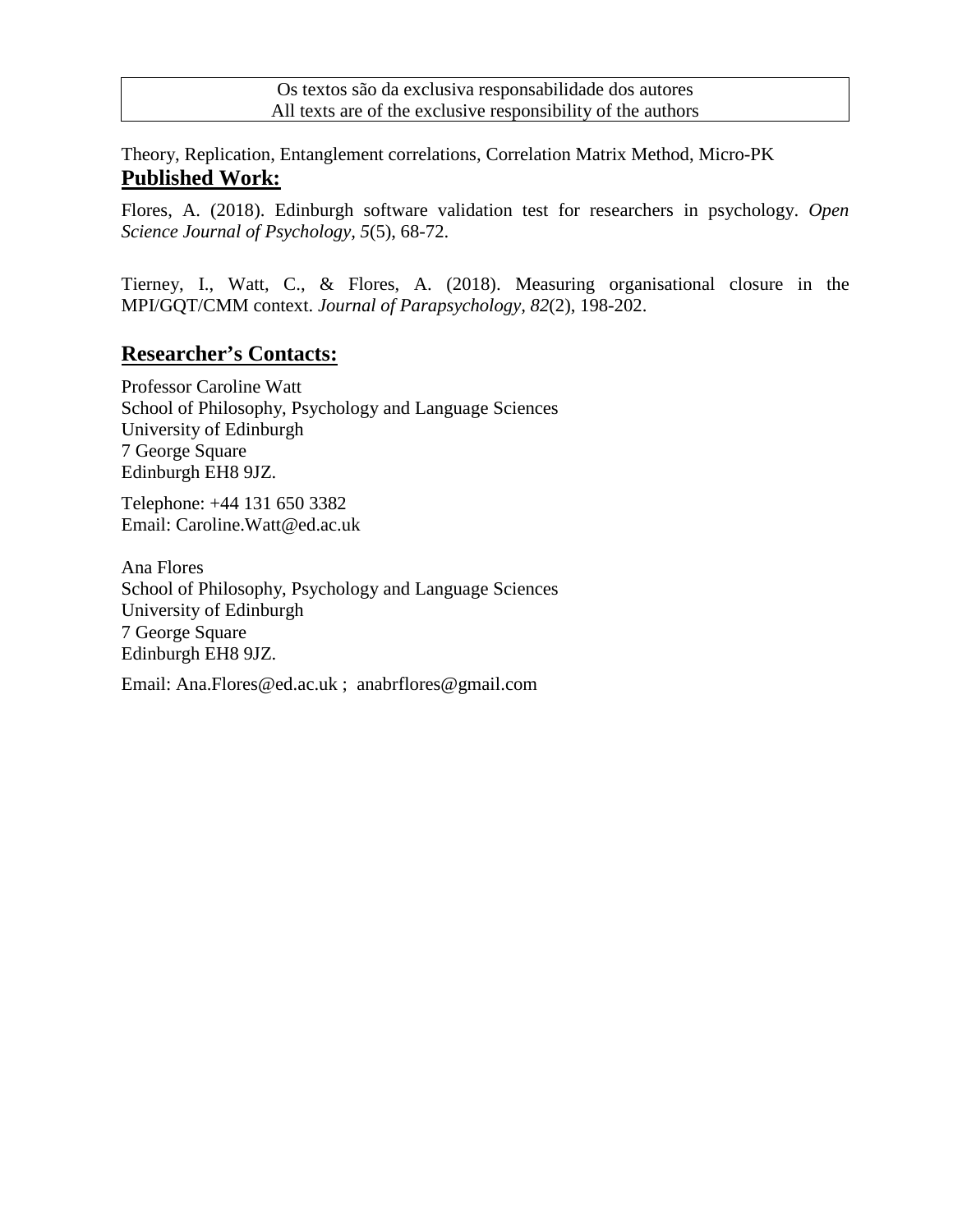Os textos são da exclusiva responsabilidade dos autores
All texts are of the exclusive responsibility of the authors

Theory, Replication, Entanglement correlations, Correlation Matrix Method, Micro-PK

## Published Work:

Flores, A. (2018). Edinburgh software validation test for researchers in psychology. *Open Science Journal of Psychology, 5*(5), 68-72.

Tierney, I., Watt, C., & Flores, A. (2018). Measuring organisational closure in the MPI/GQT/CMM context. *Journal of Parapsychology, 82*(2), 198-202.

## Researcher's Contacts:

Professor Caroline Watt
School of Philosophy, Psychology and Language Sciences
University of Edinburgh
7 George Square
Edinburgh EH8 9JZ.

Telephone: +44 131 650 3382
Email: Caroline.Watt@ed.ac.uk

Ana Flores
School of Philosophy, Psychology and Language Sciences
University of Edinburgh
7 George Square
Edinburgh EH8 9JZ.

Email: Ana.Flores@ed.ac.uk ; anabrflores@gmail.com